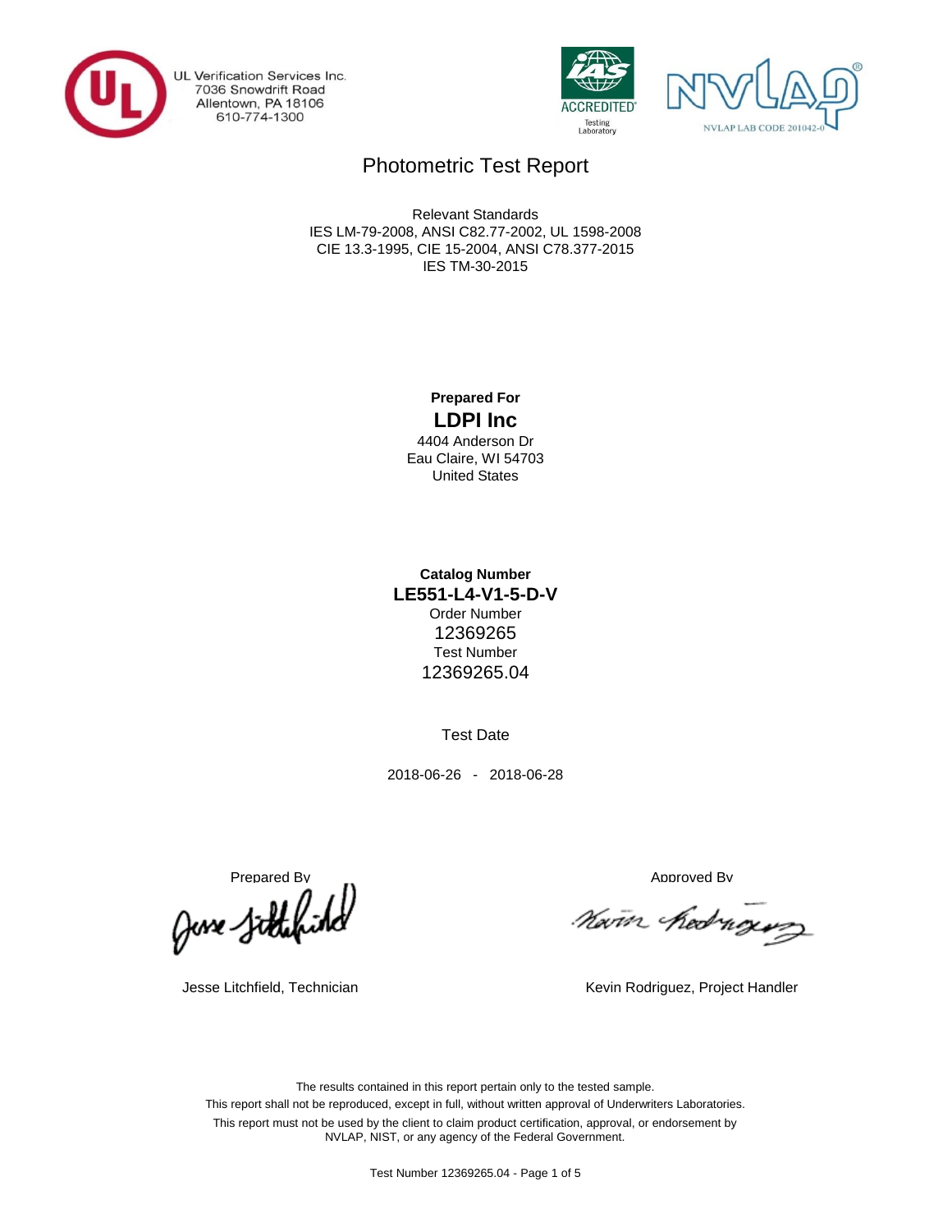UL Verification Services Inc.
7036 Snowdrift Road
Allentown, PA 18106
610-774-1300

ACCREDITED
Testing Laboratory

NVLAP LAB CODE 201042-0

# Photometric Test Report

Relevant Standards
IES LM-79-2008, ANSI C82.77-2002, UL 1598-2008
CIE 13.3-1995, CIE 15-2004, ANSI C78.377-2015
IES TM-30-2015

**Prepared For**

**LDPI Inc**

4404 Anderson Dr
Eau Claire, WI 54703
United States

**Catalog Number**

**LE551-L4-V1-5-D-V**

Order Number
12369265
Test Number
12369265.04

Test Date

2018-06-26 - 2018-06-28

Prepared By

Jesse Litchfield, Technician

Approved By

Kevin Rodriguez, Project Handler

The results contained in this report pertain only to the tested sample.
This report shall not be reproduced, except in full, without written approval of Underwriters Laboratories.
This report must not be used by the client to claim product certification, approval, or endorsement by NVLAP, NIST, or any agency of the Federal Government.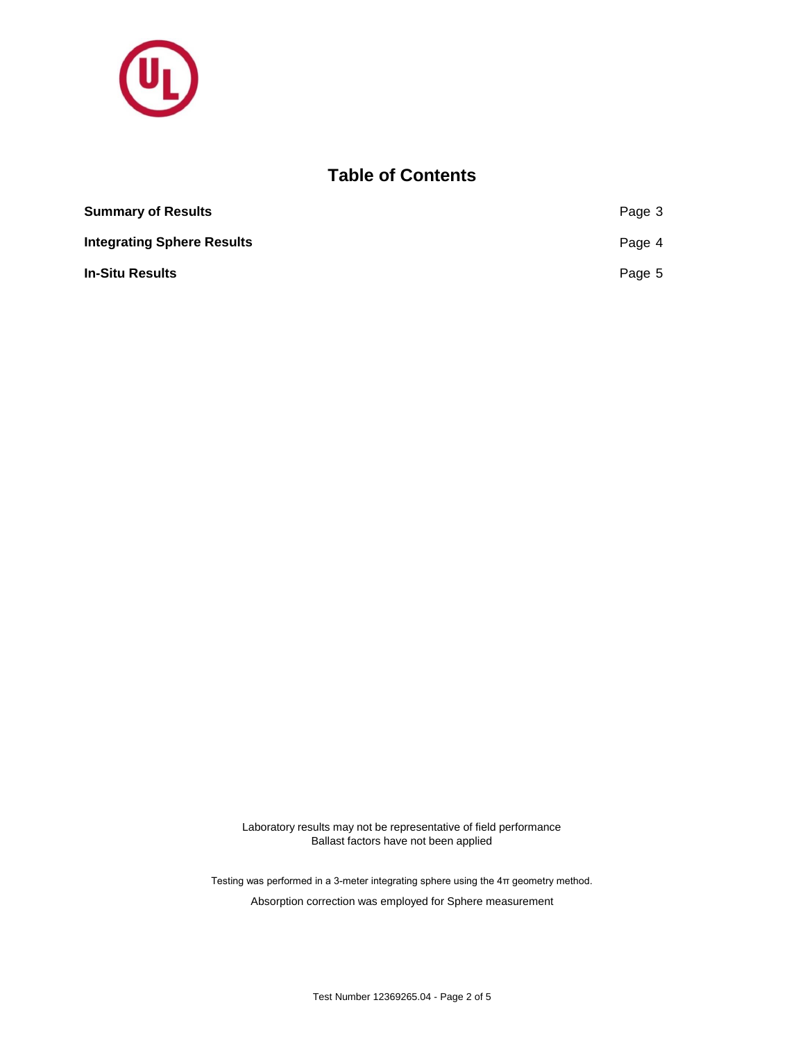# Table of Contents

| | |
|---|---|
| **Summary of Results** | Page 3 |
| **Integrating Sphere Results** | Page 4 |
| **In-Situ Results** | Page 5 |

Laboratory results may not be representative of field performance
Ballast factors have not been applied

Testing was performed in a 3-meter integrating sphere using the 4π geometry method.

Absorption correction was employed for Sphere measurement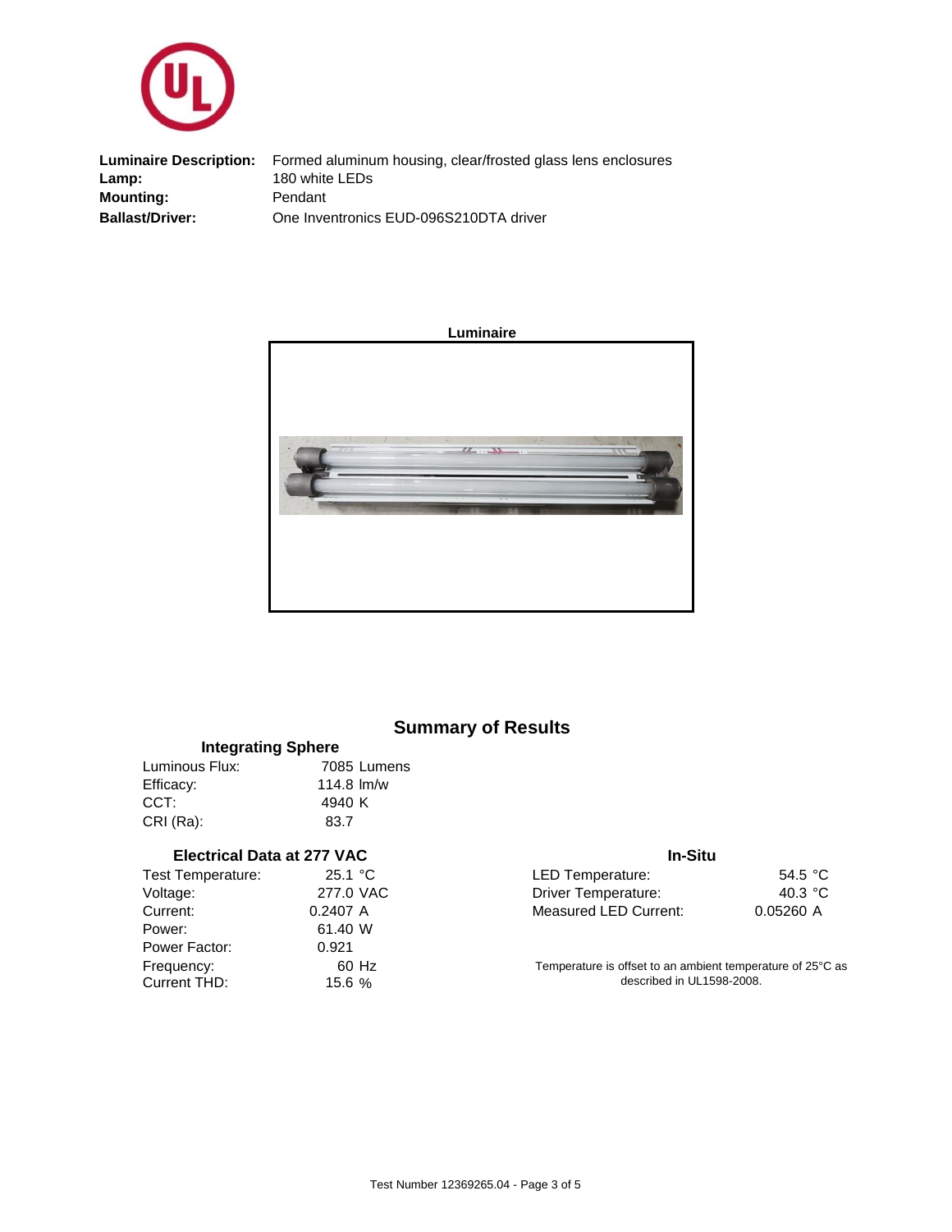**Luminaire Description:** Formed aluminum housing, clear/frosted glass lens enclosures
**Lamp:** 180 white LEDs
**Mounting:** Pendant
**Ballast/Driver:** One Inventronics EUD-096S210DTA driver

**Luminaire**

## Summary of Results

### Integrating Sphere

| | |
|---|---|
| Luminous Flux: | 7085 Lumens |
| Efficacy: | 114.8 lm/w |
| CCT: | 4940 K |
| CRI (Ra): | 83.7 |

### Electrical Data at 277 VAC

| | |
|---|---|
| Test Temperature: | 25.1 °C |
| Voltage: | 277.0 VAC |
| Current: | 0.2407 A |
| Power: | 61.40 W |
| Power Factor: | 0.921 |
| Frequency: | 60 Hz |
| Current THD: | 15.6 % |

### In-Situ

| | |
|---|---|
| LED Temperature: | 54.5 °C |
| Driver Temperature: | 40.3 °C |
| Measured LED Current: | 0.05260 A |

Temperature is offset to an ambient temperature of 25°C as described in UL1598-2008.

Test Number 12369265.04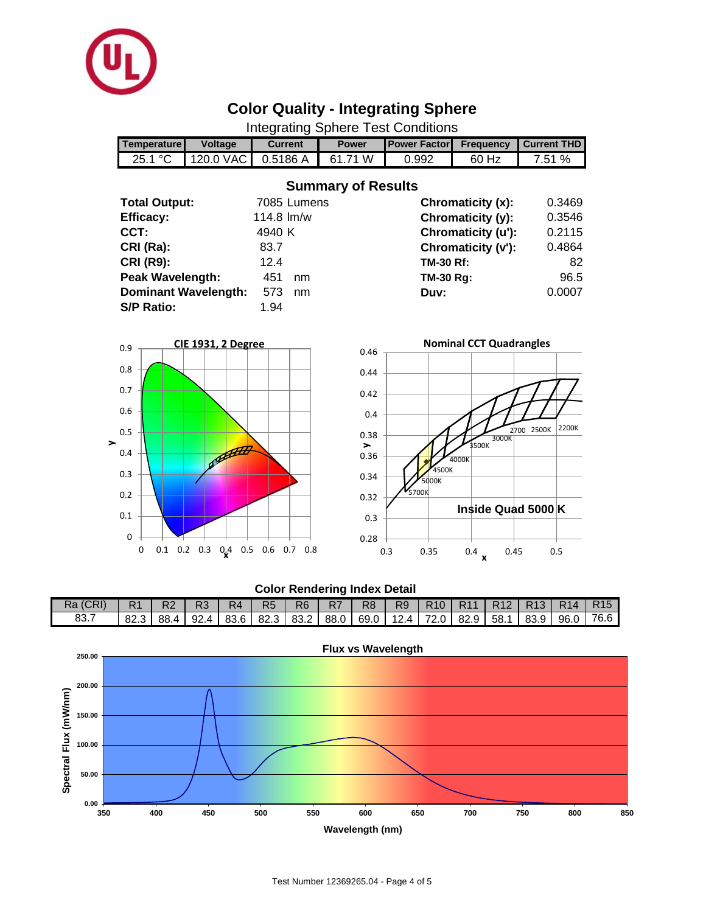# Color Quality - Integrating Sphere

Integrating Sphere Test Conditions

| Temperature | Voltage | Current | Power | Power Factor | Frequency | Current THD |
|---|---|---|---|---|---|---|
| 25.1 °C | 120.0 VAC | 0.5186 A | 61.71 W | 0.992 | 60 Hz | 7.51 % |

## Summary of Results

| | | | |
|---|---|---|---|
| **Total Output:** | 7085 Lumens | **Chromaticity (x):** | 0.3469 |
| **Efficacy:** | 114.8 lm/w | **Chromaticity (y):** | 0.3546 |
| **CCT:** | 4940 K | **Chromaticity (u'):** | 0.2115 |
| **CRI (Ra):** | 83.7 | **Chromaticity (v'):** | 0.4864 |
| **CRI (R9):** | 12.4 | **TM-30 Rf:** | 82 |
| **Peak Wavelength:** | 451 nm | **TM-30 Rg:** | 96.5 |
| **Dominant Wavelength:** | 573 nm | **Duv:** | 0.0007 |
| **S/P Ratio:** | 1.94 | | |

**CIE 1931, 2 Degree**

**Nominal CCT Quadrangles**

Inside Quad 5000 K

## Color Rendering Index Detail

| Ra (CRI) | R1 | R2 | R3 | R4 | R5 | R6 | R7 | R8 | R9 | R10 | R11 | R12 | R13 | R14 | R15 |
|---|---|---|---|---|---|---|---|---|---|---|---|---|---|---|---|
| 83.7 | 82.3 | 88.4 | 92.4 | 83.6 | 82.3 | 83.2 | 88.0 | 69.0 | 12.4 | 72.0 | 82.9 | 58.1 | 83.9 | 96.0 | 76.6 |

**Flux vs Wavelength**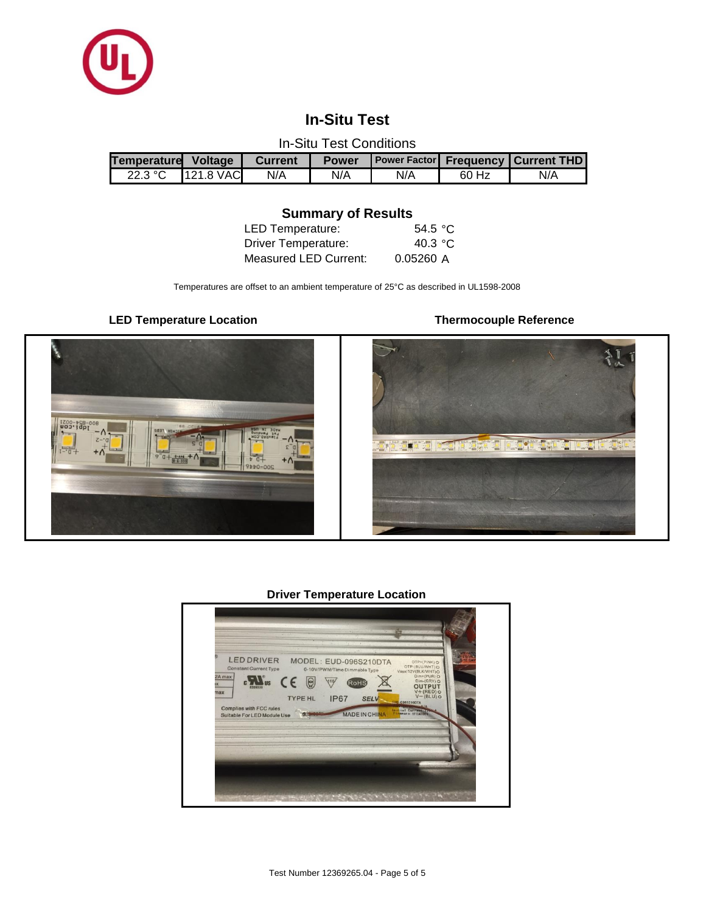# In-Situ Test

In-Situ Test Conditions

| Temperature | Voltage | Current | Power | Power Factor | Frequency | Current THD |
|---|---|---|---|---|---|---|
| 22.3 °C | 121.8 VAC | N/A | N/A | N/A | 60 Hz | N/A |

## Summary of Results

LED Temperature: 54.5 °C

Driver Temperature: 40.3 °C

Measured LED Current: 0.05260 A

Temperatures are offset to an ambient temperature of 25°C as described in UL1598-2008

**LED Temperature Location**

**Thermocouple Reference**

**Driver Temperature Location**